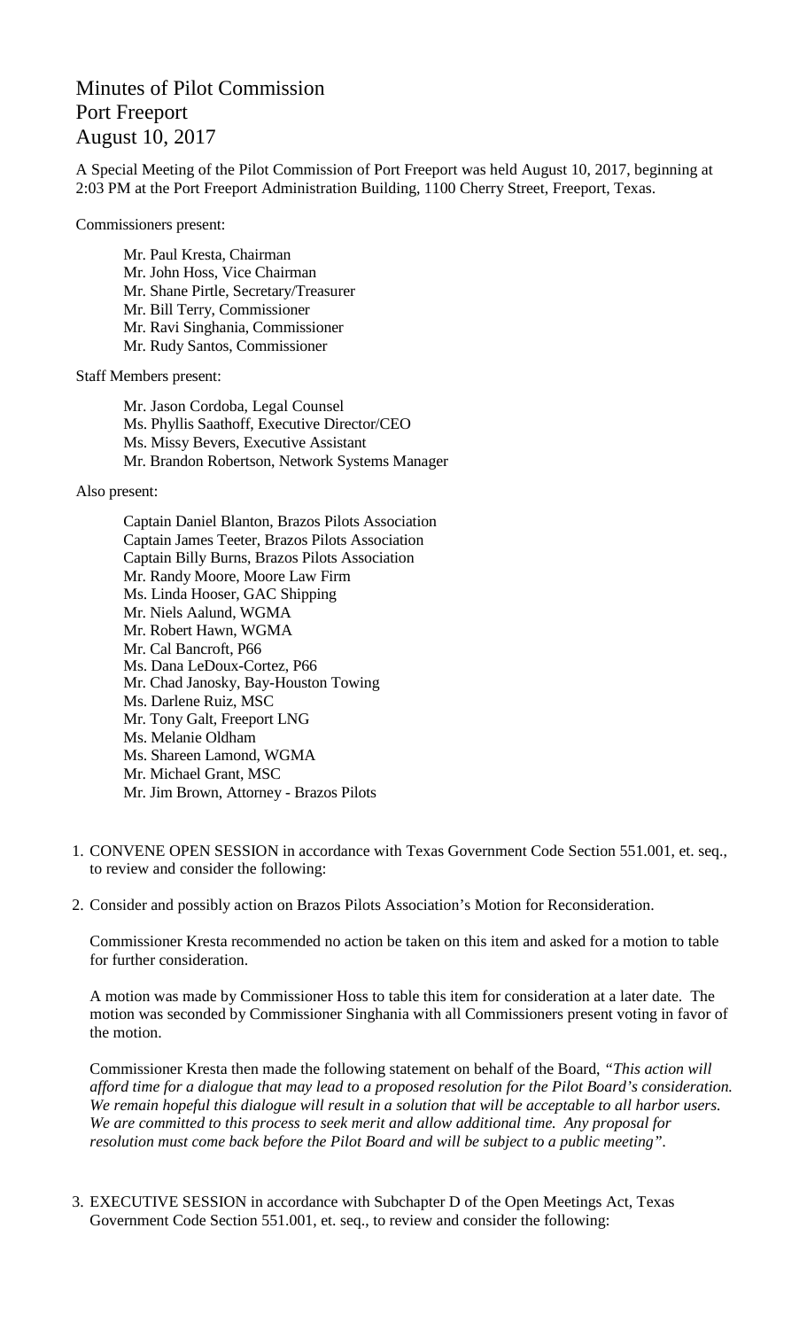# Minutes of Pilot Commission
# Port Freeport
# August 10, 2017

A Special Meeting of the Pilot Commission of Port Freeport was held August 10, 2017, beginning at 2:03 PM at the Port Freeport Administration Building, 1100 Cherry Street, Freeport, Texas.

Commissioners present:

Mr. Paul Kresta, Chairman
Mr. John Hoss, Vice Chairman
Mr. Shane Pirtle, Secretary/Treasurer
Mr. Bill Terry, Commissioner
Mr. Ravi Singhania, Commissioner
Mr. Rudy Santos, Commissioner

Staff Members present:

Mr. Jason Cordoba, Legal Counsel
Ms. Phyllis Saathoff, Executive Director/CEO
Ms. Missy Bevers, Executive Assistant
Mr. Brandon Robertson, Network Systems Manager

Also present:

Captain Daniel Blanton, Brazos Pilots Association
Captain James Teeter, Brazos Pilots Association
Captain Billy Burns, Brazos Pilots Association
Mr. Randy Moore, Moore Law Firm
Ms. Linda Hooser, GAC Shipping
Mr. Niels Aalund, WGMA
Mr. Robert Hawn, WGMA
Mr. Cal Bancroft, P66
Ms. Dana LeDoux-Cortez, P66
Mr. Chad Janosky, Bay-Houston Towing
Ms. Darlene Ruiz, MSC
Mr. Tony Galt, Freeport LNG
Ms. Melanie Oldham
Ms. Shareen Lamond, WGMA
Mr. Michael Grant, MSC
Mr. Jim Brown, Attorney - Brazos Pilots

1. CONVENE OPEN SESSION in accordance with Texas Government Code Section 551.001, et. seq., to review and consider the following:

2. Consider and possibly action on Brazos Pilots Association's Motion for Reconsideration.

   Commissioner Kresta recommended no action be taken on this item and asked for a motion to table for further consideration.

   A motion was made by Commissioner Hoss to table this item for consideration at a later date. The motion was seconded by Commissioner Singhania with all Commissioners present voting in favor of the motion.

   Commissioner Kresta then made the following statement on behalf of the Board, *"This action will afford time for a dialogue that may lead to a proposed resolution for the Pilot Board's consideration. We remain hopeful this dialogue will result in a solution that will be acceptable to all harbor users. We are committed to this process to seek merit and allow additional time. Any proposal for resolution must come back before the Pilot Board and will be subject to a public meeting".*

3. EXECUTIVE SESSION in accordance with Subchapter D of the Open Meetings Act, Texas Government Code Section 551.001, et. seq., to review and consider the following: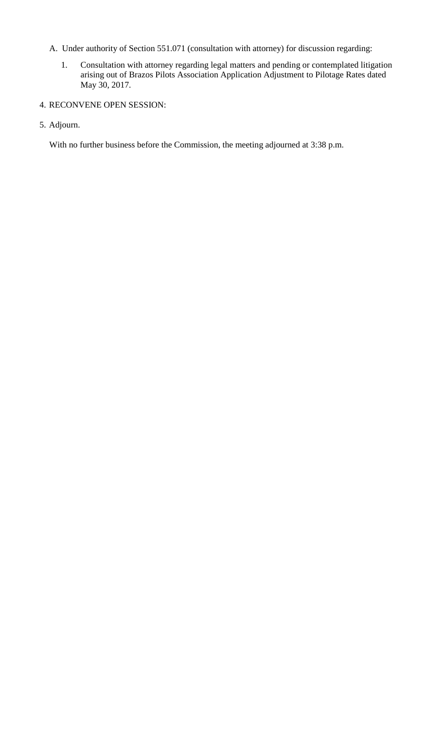A. Under authority of Section 551.071 (consultation with attorney) for discussion regarding:

   1. Consultation with attorney regarding legal matters and pending or contemplated litigation arising out of Brazos Pilots Association Application Adjustment to Pilotage Rates dated May 30, 2017.

4. RECONVENE OPEN SESSION:

5. Adjourn.

   With no further business before the Commission, the meeting adjourned at 3:38 p.m.